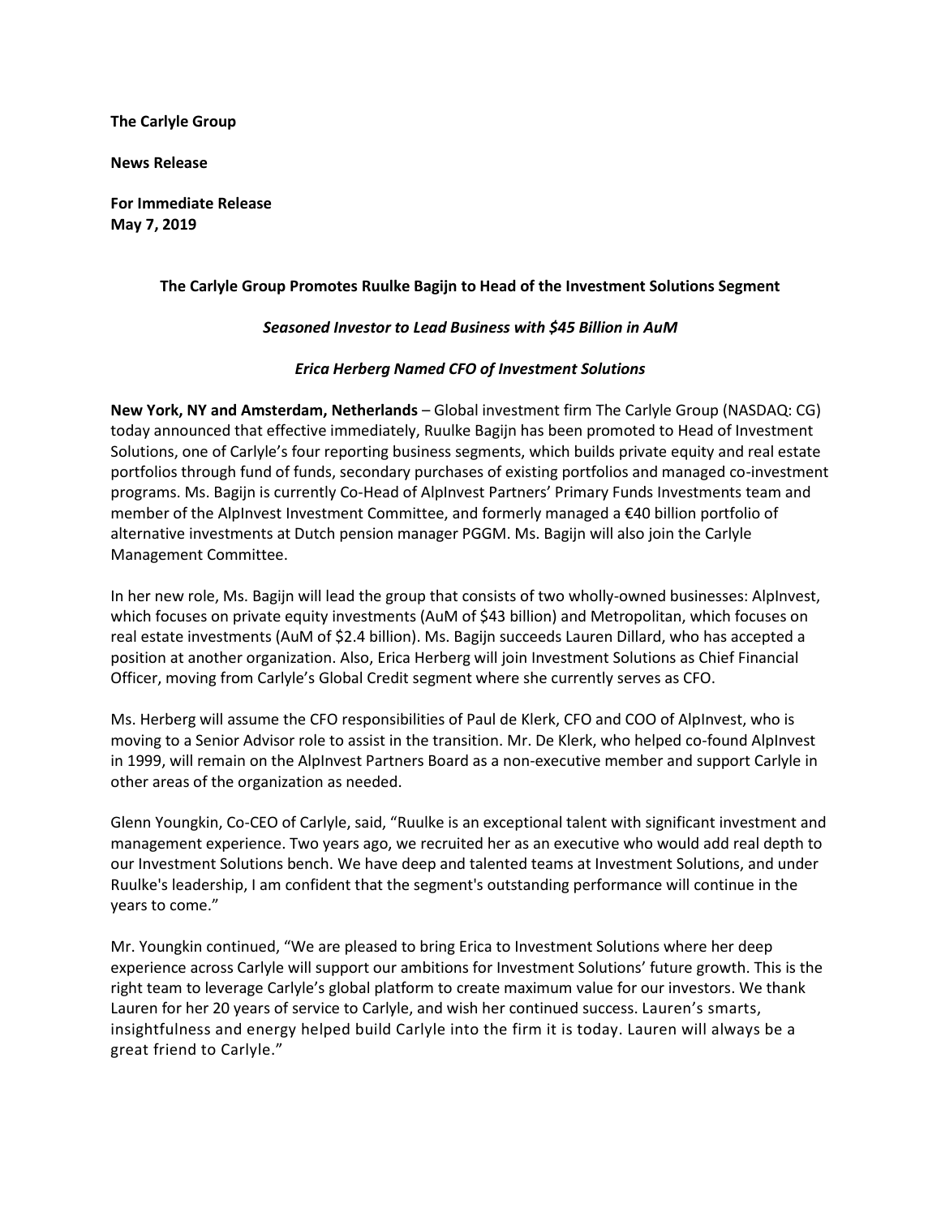**The Carlyle Group**

**News Release**

**For Immediate Release**
**May 7, 2019**

# The Carlyle Group Promotes Ruulke Bagijn to Head of the Investment Solutions Segment

***Seasoned Investor to Lead Business with $45 Billion in AuM***

***Erica Herberg Named CFO of Investment Solutions***

**New York, NY and Amsterdam, Netherlands** – Global investment firm The Carlyle Group (NASDAQ: CG) today announced that effective immediately, Ruulke Bagijn has been promoted to Head of Investment Solutions, one of Carlyle's four reporting business segments, which builds private equity and real estate portfolios through fund of funds, secondary purchases of existing portfolios and managed co-investment programs. Ms. Bagijn is currently Co-Head of AlpInvest Partners' Primary Funds Investments team and member of the AlpInvest Investment Committee, and formerly managed a €40 billion portfolio of alternative investments at Dutch pension manager PGGM. Ms. Bagijn will also join the Carlyle Management Committee.

In her new role, Ms. Bagijn will lead the group that consists of two wholly-owned businesses: AlpInvest, which focuses on private equity investments (AuM of $43 billion) and Metropolitan, which focuses on real estate investments (AuM of $2.4 billion). Ms. Bagijn succeeds Lauren Dillard, who has accepted a position at another organization. Also, Erica Herberg will join Investment Solutions as Chief Financial Officer, moving from Carlyle's Global Credit segment where she currently serves as CFO.

Ms. Herberg will assume the CFO responsibilities of Paul de Klerk, CFO and COO of AlpInvest, who is moving to a Senior Advisor role to assist in the transition. Mr. De Klerk, who helped co-found AlpInvest in 1999, will remain on the AlpInvest Partners Board as a non-executive member and support Carlyle in other areas of the organization as needed.

Glenn Youngkin, Co-CEO of Carlyle, said, "Ruulke is an exceptional talent with significant investment and management experience. Two years ago, we recruited her as an executive who would add real depth to our Investment Solutions bench. We have deep and talented teams at Investment Solutions, and under Ruulke's leadership, I am confident that the segment's outstanding performance will continue in the years to come."

Mr. Youngkin continued, "We are pleased to bring Erica to Investment Solutions where her deep experience across Carlyle will support our ambitions for Investment Solutions' future growth. This is the right team to leverage Carlyle's global platform to create maximum value for our investors. We thank Lauren for her 20 years of service to Carlyle, and wish her continued success. Lauren's smarts, insightfulness and energy helped build Carlyle into the firm it is today. Lauren will always be a great friend to Carlyle."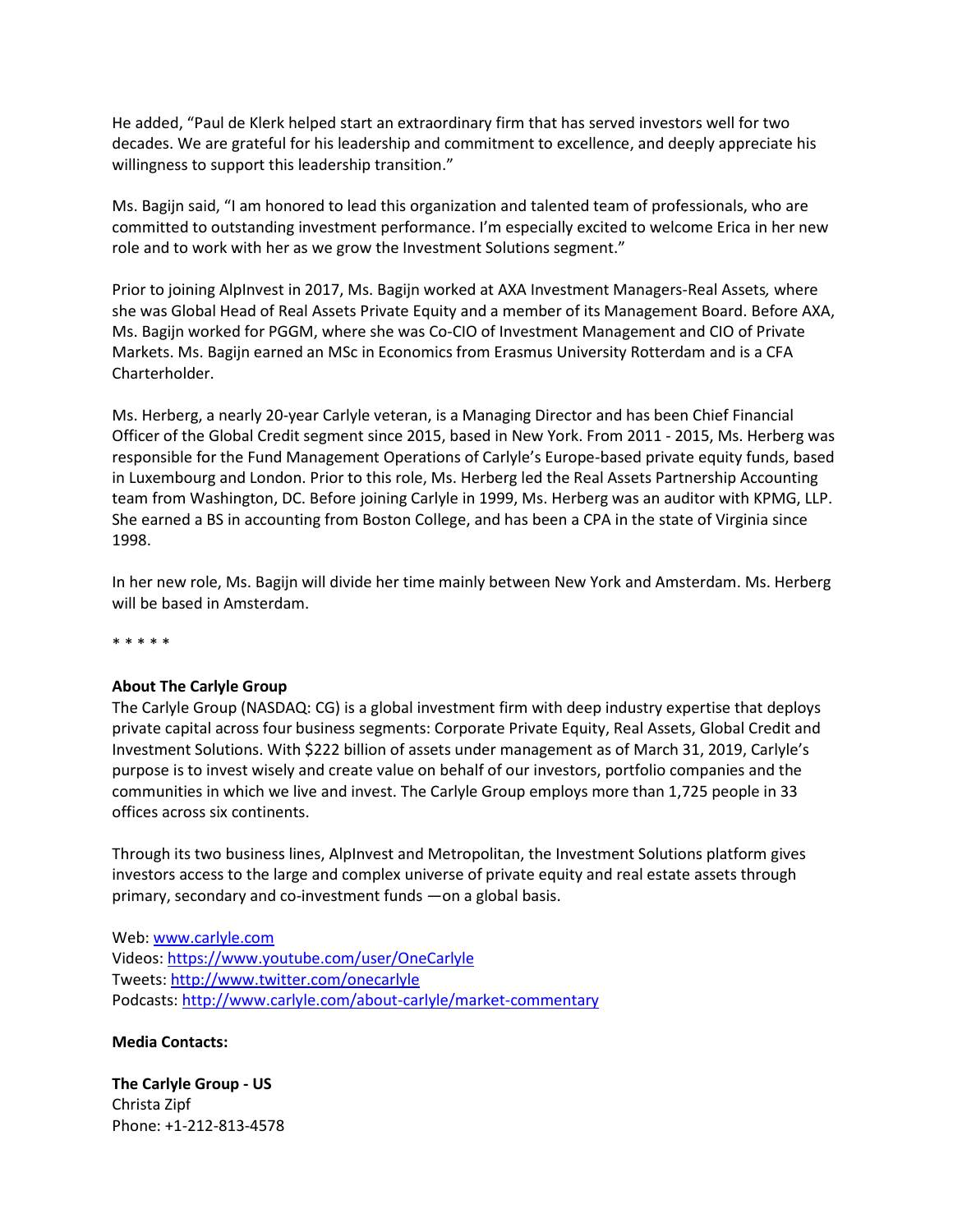He added, "Paul de Klerk helped start an extraordinary firm that has served investors well for two decades. We are grateful for his leadership and commitment to excellence, and deeply appreciate his willingness to support this leadership transition."

Ms. Bagijn said, "I am honored to lead this organization and talented team of professionals, who are committed to outstanding investment performance. I'm especially excited to welcome Erica in her new role and to work with her as we grow the Investment Solutions segment."

Prior to joining AlpInvest in 2017, Ms. Bagijn worked at AXA Investment Managers-Real Assets*,* where she was Global Head of Real Assets Private Equity and a member of its Management Board. Before AXA, Ms. Bagijn worked for PGGM, where she was Co-CIO of Investment Management and CIO of Private Markets. Ms. Bagijn earned an MSc in Economics from Erasmus University Rotterdam and is a CFA Charterholder.

Ms. Herberg, a nearly 20-year Carlyle veteran, is a Managing Director and has been Chief Financial Officer of the Global Credit segment since 2015, based in New York. From 2011 - 2015, Ms. Herberg was responsible for the Fund Management Operations of Carlyle's Europe-based private equity funds, based in Luxembourg and London. Prior to this role, Ms. Herberg led the Real Assets Partnership Accounting team from Washington, DC. Before joining Carlyle in 1999, Ms. Herberg was an auditor with KPMG, LLP. She earned a BS in accounting from Boston College, and has been a CPA in the state of Virginia since 1998.

In her new role, Ms. Bagijn will divide her time mainly between New York and Amsterdam. Ms. Herberg will be based in Amsterdam.

* * * * *

**About The Carlyle Group**
The Carlyle Group (NASDAQ: CG) is a global investment firm with deep industry expertise that deploys private capital across four business segments: Corporate Private Equity, Real Assets, Global Credit and Investment Solutions. With $222 billion of assets under management as of March 31, 2019, Carlyle's purpose is to invest wisely and create value on behalf of our investors, portfolio companies and the communities in which we live and invest. The Carlyle Group employs more than 1,725 people in 33 offices across six continents.

Through its two business lines, AlpInvest and Metropolitan, the Investment Solutions platform gives investors access to the large and complex universe of private equity and real estate assets through primary, secondary and co-investment funds —on a global basis.

Web: [www.carlyle.com](www.carlyle.com)
Videos: [https://www.youtube.com/user/OneCarlyle](https://www.youtube.com/user/OneCarlyle)
Tweets: [http://www.twitter.com/onecarlyle](http://www.twitter.com/onecarlyle)
Podcasts: [http://www.carlyle.com/about-carlyle/market-commentary](http://www.carlyle.com/about-carlyle/market-commentary)

**Media Contacts:**

**The Carlyle Group - US**
Christa Zipf
Phone: +1-212-813-4578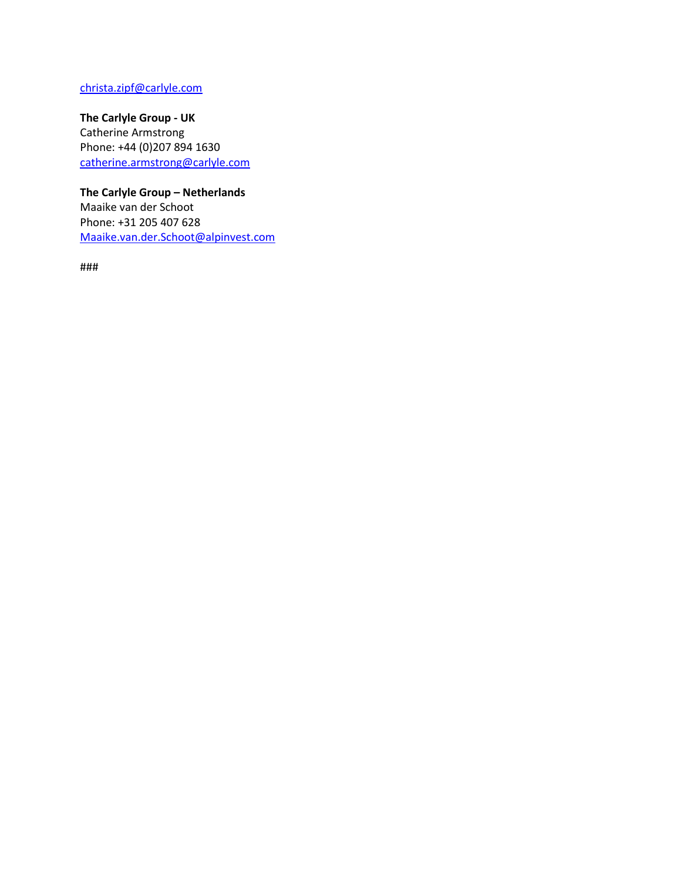christa.zipf@carlyle.com

**The Carlyle Group - UK**
Catherine Armstrong
Phone: +44 (0)207 894 1630
catherine.armstrong@carlyle.com

**The Carlyle Group – Netherlands**
Maaike van der Schoot
Phone: +31 205 407 628
Maaike.van.der.Schoot@alpinvest.com

###